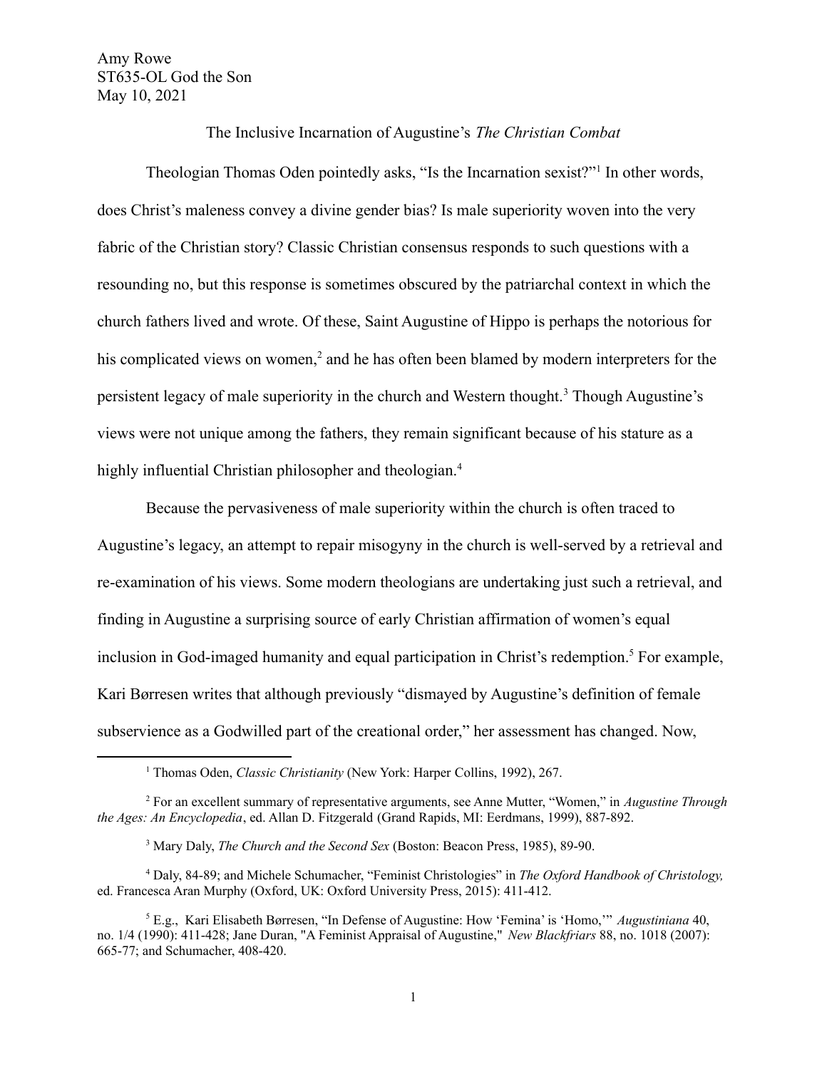Amy Rowe
ST635-OL God the Son
May 10, 2021

The Inclusive Incarnation of Augustine's *The Christian Combat*

Theologian Thomas Oden pointedly asks, "Is the Incarnation sexist?"[1] In other words, does Christ's maleness convey a divine gender bias? Is male superiority woven into the very fabric of the Christian story? Classic Christian consensus responds to such questions with a resounding no, but this response is sometimes obscured by the patriarchal context in which the church fathers lived and wrote. Of these, Saint Augustine of Hippo is perhaps the notorious for his complicated views on women,[2] and he has often been blamed by modern interpreters for the persistent legacy of male superiority in the church and Western thought.[3] Though Augustine's views were not unique among the fathers, they remain significant because of his stature as a highly influential Christian philosopher and theologian.[4]

Because the pervasiveness of male superiority within the church is often traced to Augustine's legacy, an attempt to repair misogyny in the church is well-served by a retrieval and re-examination of his views. Some modern theologians are undertaking just such a retrieval, and finding in Augustine a surprising source of early Christian affirmation of women's equal inclusion in God-imaged humanity and equal participation in Christ's redemption.[5] For example, Kari Børresen writes that although previously "dismayed by Augustine's definition of female subservience as a Godwilled part of the creational order," her assessment has changed. Now,

---

[1] Thomas Oden, *Classic Christianity* (New York: Harper Collins, 1992), 267.

[2] For an excellent summary of representative arguments, see Anne Mutter, "Women," in *Augustine Through the Ages: An Encyclopedia*, ed. Allan D. Fitzgerald (Grand Rapids, MI: Eerdmans, 1999), 887-892.

[3] Mary Daly, *The Church and the Second Sex* (Boston: Beacon Press, 1985), 89-90.

[4] Daly, 84-89; and Michele Schumacher, "Feminist Christologies" in *The Oxford Handbook of Christology,* ed. Francesca Aran Murphy (Oxford, UK: Oxford University Press, 2015): 411-412.

[5] E.g., Kari Elisabeth Børresen, "In Defense of Augustine: How 'Femina' is 'Homo,'" *Augustiniana* 40, no. 1/4 (1990): 411-428; Jane Duran, "A Feminist Appraisal of Augustine," *New Blackfriars* 88, no. 1018 (2007): 665-77; and Schumacher, 408-420.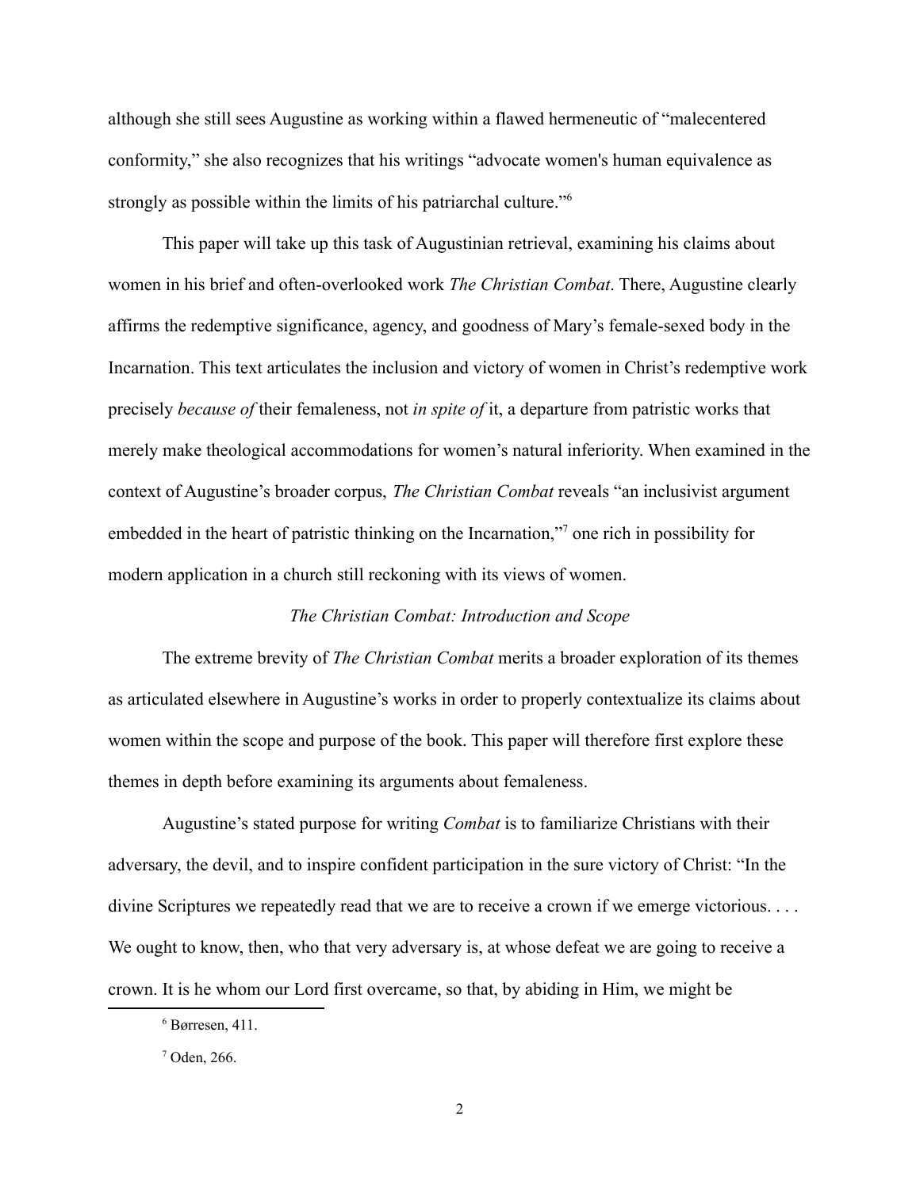although she still sees Augustine as working within a flawed hermeneutic of "malecentered conformity," she also recognizes that his writings "advocate women's human equivalence as strongly as possible within the limits of his patriarchal culture."[6]

This paper will take up this task of Augustinian retrieval, examining his claims about women in his brief and often-overlooked work *The Christian Combat*. There, Augustine clearly affirms the redemptive significance, agency, and goodness of Mary's female-sexed body in the Incarnation. This text articulates the inclusion and victory of women in Christ's redemptive work precisely *because of* their femaleness, not *in spite of* it, a departure from patristic works that merely make theological accommodations for women's natural inferiority. When examined in the context of Augustine's broader corpus, *The Christian Combat* reveals "an inclusivist argument embedded in the heart of patristic thinking on the Incarnation,"[7] one rich in possibility for modern application in a church still reckoning with its views of women.

*The Christian Combat: Introduction and Scope*

The extreme brevity of *The Christian Combat* merits a broader exploration of its themes as articulated elsewhere in Augustine's works in order to properly contextualize its claims about women within the scope and purpose of the book. This paper will therefore first explore these themes in depth before examining its arguments about femaleness.

Augustine's stated purpose for writing *Combat* is to familiarize Christians with their adversary, the devil, and to inspire confident participation in the sure victory of Christ: "In the divine Scriptures we repeatedly read that we are to receive a crown if we emerge victorious. . . . We ought to know, then, who that very adversary is, at whose defeat we are going to receive a crown. It is he whom our Lord first overcame, so that, by abiding in Him, we might be

[6] Børresen, 411.

[7] Oden, 266.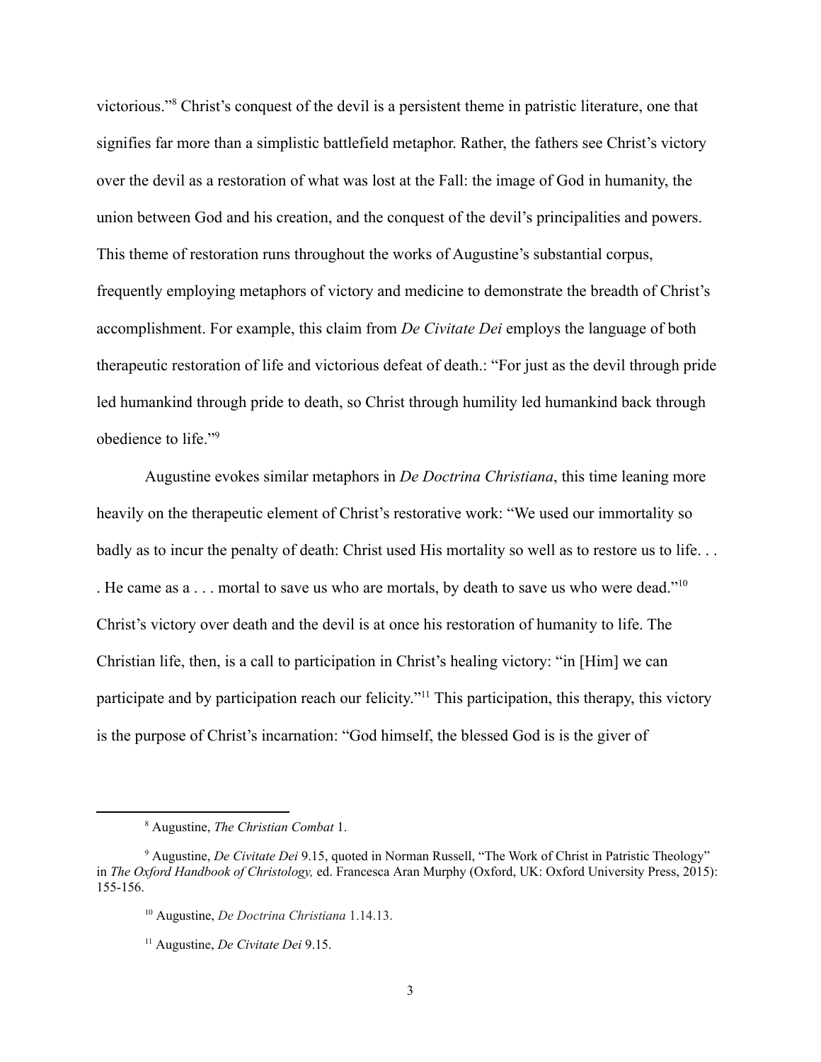victorious."[8] Christ's conquest of the devil is a persistent theme in patristic literature, one that signifies far more than a simplistic battlefield metaphor. Rather, the fathers see Christ's victory over the devil as a restoration of what was lost at the Fall: the image of God in humanity, the union between God and his creation, and the conquest of the devil's principalities and powers. This theme of restoration runs throughout the works of Augustine's substantial corpus, frequently employing metaphors of victory and medicine to demonstrate the breadth of Christ's accomplishment. For example, this claim from *De Civitate Dei* employs the language of both therapeutic restoration of life and victorious defeat of death.: "For just as the devil through pride led humankind through pride to death, so Christ through humility led humankind back through obedience to life."[9]

Augustine evokes similar metaphors in *De Doctrina Christiana*, this time leaning more heavily on the therapeutic element of Christ's restorative work: "We used our immortality so badly as to incur the penalty of death: Christ used His mortality so well as to restore us to life. . . . He came as a . . . mortal to save us who are mortals, by death to save us who were dead."[10] Christ's victory over death and the devil is at once his restoration of humanity to life. The Christian life, then, is a call to participation in Christ's healing victory: "in [Him] we can participate and by participation reach our felicity."[11] This participation, this therapy, this victory is the purpose of Christ's incarnation: "God himself, the blessed God is is the giver of

---

[8] Augustine, *The Christian Combat* 1.

[9] Augustine, *De Civitate Dei* 9.15, quoted in Norman Russell, "The Work of Christ in Patristic Theology" in *The Oxford Handbook of Christology,* ed. Francesca Aran Murphy (Oxford, UK: Oxford University Press, 2015): 155-156.

[10] Augustine, *De Doctrina Christiana* 1.14.13.

[11] Augustine, *De Civitate Dei* 9.15.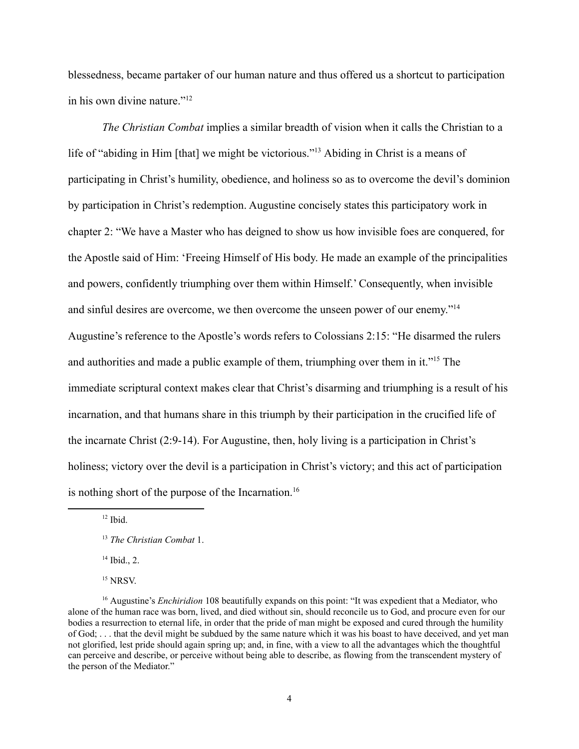blessedness, became partaker of our human nature and thus offered us a shortcut to participation in his own divine nature."[12]

*The Christian Combat* implies a similar breadth of vision when it calls the Christian to a life of "abiding in Him [that] we might be victorious."[13] Abiding in Christ is a means of participating in Christ's humility, obedience, and holiness so as to overcome the devil's dominion by participation in Christ's redemption. Augustine concisely states this participatory work in chapter 2: "We have a Master who has deigned to show us how invisible foes are conquered, for the Apostle said of Him: 'Freeing Himself of His body. He made an example of the principalities and powers, confidently triumphing over them within Himself.' Consequently, when invisible and sinful desires are overcome, we then overcome the unseen power of our enemy."[14] Augustine's reference to the Apostle's words refers to Colossians 2:15: "He disarmed the rulers and authorities and made a public example of them, triumphing over them in it."[15] The immediate scriptural context makes clear that Christ's disarming and triumphing is a result of his incarnation, and that humans share in this triumph by their participation in the crucified life of the incarnate Christ (2:9-14). For Augustine, then, holy living is a participation in Christ's holiness; victory over the devil is a participation in Christ's victory; and this act of participation is nothing short of the purpose of the Incarnation.[16]

---

[12] Ibid.

[13] *The Christian Combat* 1.

[14] Ibid., 2.

[15] NRSV.

[16] Augustine's *Enchiridion* 108 beautifully expands on this point: "It was expedient that a Mediator, who alone of the human race was born, lived, and died without sin, should reconcile us to God, and procure even for our bodies a resurrection to eternal life, in order that the pride of man might be exposed and cured through the humility of God; . . . that the devil might be subdued by the same nature which it was his boast to have deceived, and yet man not glorified, lest pride should again spring up; and, in fine, with a view to all the advantages which the thoughtful can perceive and describe, or perceive without being able to describe, as flowing from the transcendent mystery of the person of the Mediator."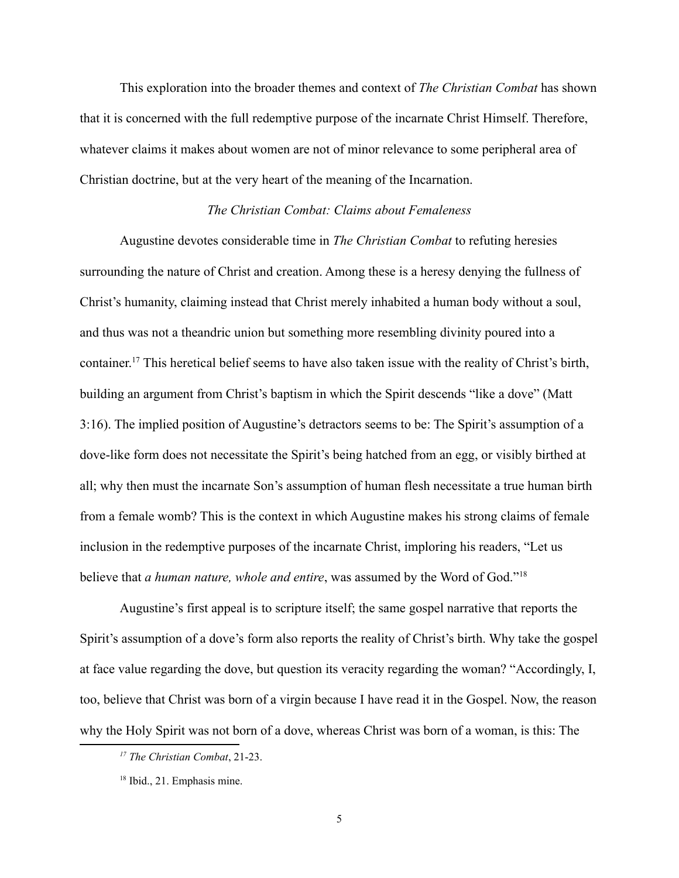This exploration into the broader themes and context of *The Christian Combat* has shown that it is concerned with the full redemptive purpose of the incarnate Christ Himself. Therefore, whatever claims it makes about women are not of minor relevance to some peripheral area of Christian doctrine, but at the very heart of the meaning of the Incarnation.

### *The Christian Combat: Claims about Femaleness*

Augustine devotes considerable time in *The Christian Combat* to refuting heresies surrounding the nature of Christ and creation. Among these is a heresy denying the fullness of Christ's humanity, claiming instead that Christ merely inhabited a human body without a soul, and thus was not a theandric union but something more resembling divinity poured into a container.[17] This heretical belief seems to have also taken issue with the reality of Christ's birth, building an argument from Christ's baptism in which the Spirit descends "like a dove" (Matt 3:16). The implied position of Augustine's detractors seems to be: The Spirit's assumption of a dove-like form does not necessitate the Spirit's being hatched from an egg, or visibly birthed at all; why then must the incarnate Son's assumption of human flesh necessitate a true human birth from a female womb? This is the context in which Augustine makes his strong claims of female inclusion in the redemptive purposes of the incarnate Christ, imploring his readers, "Let us believe that *a human nature, whole and entire*, was assumed by the Word of God."[18]

Augustine's first appeal is to scripture itself; the same gospel narrative that reports the Spirit's assumption of a dove's form also reports the reality of Christ's birth. Why take the gospel at face value regarding the dove, but question its veracity regarding the woman? "Accordingly, I, too, believe that Christ was born of a virgin because I have read it in the Gospel. Now, the reason why the Holy Spirit was not born of a dove, whereas Christ was born of a woman, is this: The

---

[17] *The Christian Combat*, 21-23.

[18] Ibid., 21. Emphasis mine.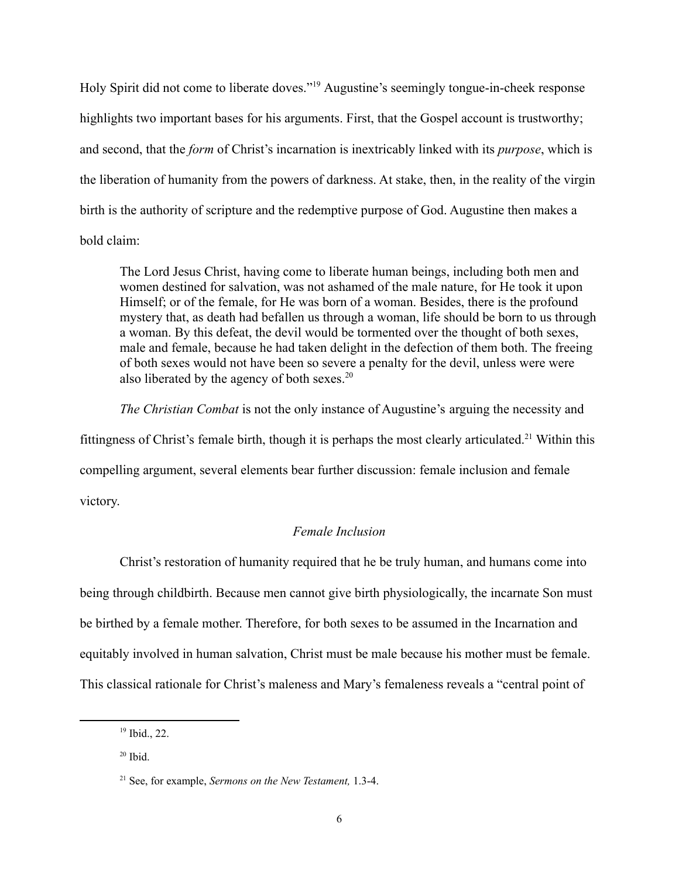Holy Spirit did not come to liberate doves."[19] Augustine's seemingly tongue-in-cheek response highlights two important bases for his arguments. First, that the Gospel account is trustworthy; and second, that the *form* of Christ's incarnation is inextricably linked with its *purpose*, which is the liberation of humanity from the powers of darkness. At stake, then, in the reality of the virgin birth is the authority of scripture and the redemptive purpose of God. Augustine then makes a bold claim:

> The Lord Jesus Christ, having come to liberate human beings, including both men and women destined for salvation, was not ashamed of the male nature, for He took it upon Himself; or of the female, for He was born of a woman. Besides, there is the profound mystery that, as death had befallen us through a woman, life should be born to us through a woman. By this defeat, the devil would be tormented over the thought of both sexes, male and female, because he had taken delight in the defection of them both. The freeing of both sexes would not have been so severe a penalty for the devil, unless were were also liberated by the agency of both sexes.[20]

*The Christian Combat* is not the only instance of Augustine's arguing the necessity and fittingness of Christ's female birth, though it is perhaps the most clearly articulated.[21] Within this compelling argument, several elements bear further discussion: female inclusion and female victory.

### *Female Inclusion*

Christ's restoration of humanity required that he be truly human, and humans come into being through childbirth. Because men cannot give birth physiologically, the incarnate Son must be birthed by a female mother. Therefore, for both sexes to be assumed in the Incarnation and equitably involved in human salvation, Christ must be male because his mother must be female. This classical rationale for Christ's maleness and Mary's femaleness reveals a "central point of

---

[19] Ibid., 22.

[20] Ibid.

[21] See, for example, *Sermons on the New Testament,* 1.3-4.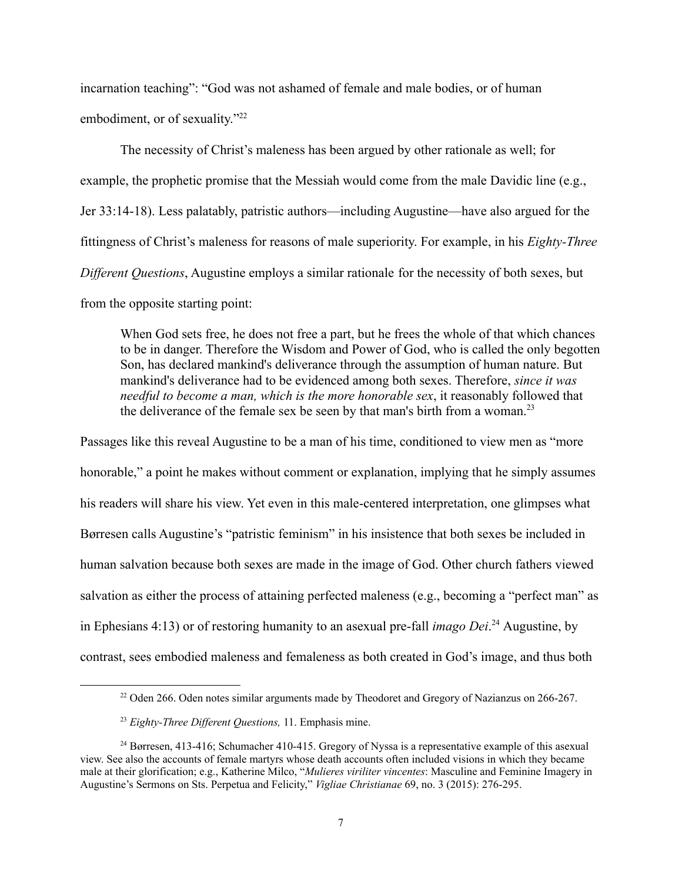incarnation teaching": "God was not ashamed of female and male bodies, or of human embodiment, or of sexuality."[22]

The necessity of Christ's maleness has been argued by other rationale as well; for example, the prophetic promise that the Messiah would come from the male Davidic line (e.g., Jer 33:14-18). Less palatably, patristic authors—including Augustine—have also argued for the fittingness of Christ's maleness for reasons of male superiority. For example, in his *Eighty-Three Different Questions*, Augustine employs a similar rationale for the necessity of both sexes, but from the opposite starting point:

> When God sets free, he does not free a part, but he frees the whole of that which chances to be in danger. Therefore the Wisdom and Power of God, who is called the only begotten Son, has declared mankind's deliverance through the assumption of human nature. But mankind's deliverance had to be evidenced among both sexes. Therefore, *since it was needful to become a man, which is the more honorable sex*, it reasonably followed that the deliverance of the female sex be seen by that man's birth from a woman.[23]

Passages like this reveal Augustine to be a man of his time, conditioned to view men as "more honorable," a point he makes without comment or explanation, implying that he simply assumes his readers will share his view. Yet even in this male-centered interpretation, one glimpses what Børresen calls Augustine's "patristic feminism" in his insistence that both sexes be included in human salvation because both sexes are made in the image of God. Other church fathers viewed salvation as either the process of attaining perfected maleness (e.g., becoming a "perfect man" as in Ephesians 4:13) or of restoring humanity to an asexual pre-fall *imago Dei*.[24] Augustine, by contrast, sees embodied maleness and femaleness as both created in God's image, and thus both

---

[22] Oden 266. Oden notes similar arguments made by Theodoret and Gregory of Nazianzus on 266-267.

[23] *Eighty-Three Different Questions,* 11. Emphasis mine.

[24] Børresen, 413-416; Schumacher 410-415. Gregory of Nyssa is a representative example of this asexual view. See also the accounts of female martyrs whose death accounts often included visions in which they became male at their glorification; e.g., Katherine Milco, "*Mulieres viriliter vincentes*: Masculine and Feminine Imagery in Augustine's Sermons on Sts. Perpetua and Felicity," *Vigliae Christianae* 69, no. 3 (2015): 276-295.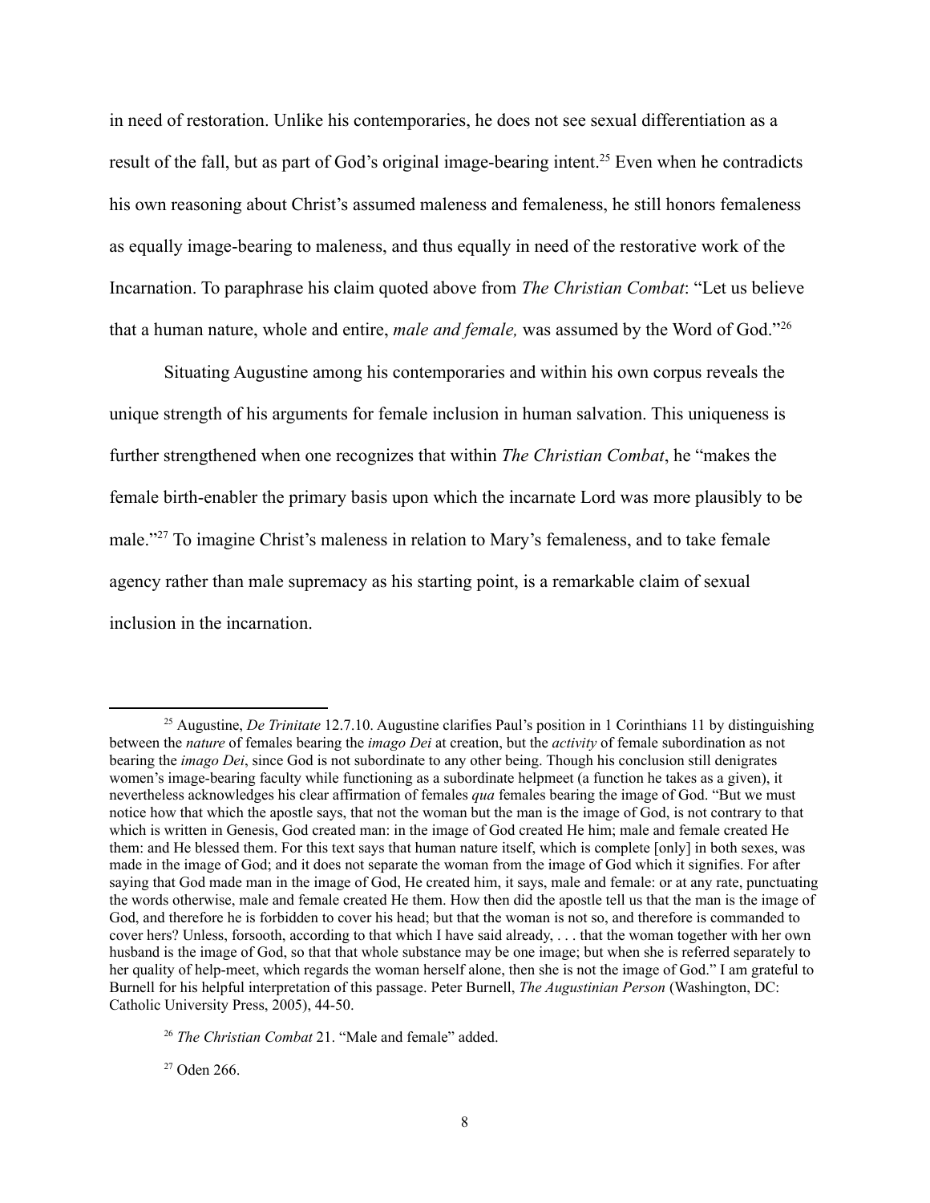in need of restoration. Unlike his contemporaries, he does not see sexual differentiation as a result of the fall, but as part of God's original image-bearing intent.[25] Even when he contradicts his own reasoning about Christ's assumed maleness and femaleness, he still honors femaleness as equally image-bearing to maleness, and thus equally in need of the restorative work of the Incarnation. To paraphrase his claim quoted above from *The Christian Combat*: "Let us believe that a human nature, whole and entire, *male and female,* was assumed by the Word of God."[26]

Situating Augustine among his contemporaries and within his own corpus reveals the unique strength of his arguments for female inclusion in human salvation. This uniqueness is further strengthened when one recognizes that within *The Christian Combat*, he "makes the female birth-enabler the primary basis upon which the incarnate Lord was more plausibly to be male."[27] To imagine Christ's maleness in relation to Mary's femaleness, and to take female agency rather than male supremacy as his starting point, is a remarkable claim of sexual inclusion in the incarnation.

---

[25] Augustine, *De Trinitate* 12.7.10. Augustine clarifies Paul's position in 1 Corinthians 11 by distinguishing between the *nature* of females bearing the *imago Dei* at creation, but the *activity* of female subordination as not bearing the *imago Dei*, since God is not subordinate to any other being. Though his conclusion still denigrates women's image-bearing faculty while functioning as a subordinate helpmeet (a function he takes as a given), it nevertheless acknowledges his clear affirmation of females *qua* females bearing the image of God. "But we must notice how that which the apostle says, that not the woman but the man is the image of God, is not contrary to that which is written in Genesis, God created man: in the image of God created He him; male and female created He them: and He blessed them. For this text says that human nature itself, which is complete [only] in both sexes, was made in the image of God; and it does not separate the woman from the image of God which it signifies. For after saying that God made man in the image of God, He created him, it says, male and female: or at any rate, punctuating the words otherwise, male and female created He them. How then did the apostle tell us that the man is the image of God, and therefore he is forbidden to cover his head; but that the woman is not so, and therefore is commanded to cover hers? Unless, forsooth, according to that which I have said already, . . . that the woman together with her own husband is the image of God, so that that whole substance may be one image; but when she is referred separately to her quality of help-meet, which regards the woman herself alone, then she is not the image of God." I am grateful to Burnell for his helpful interpretation of this passage. Peter Burnell, *The Augustinian Person* (Washington, DC: Catholic University Press, 2005), 44-50.

[26] *The Christian Combat* 21. "Male and female" added.

[27] Oden 266.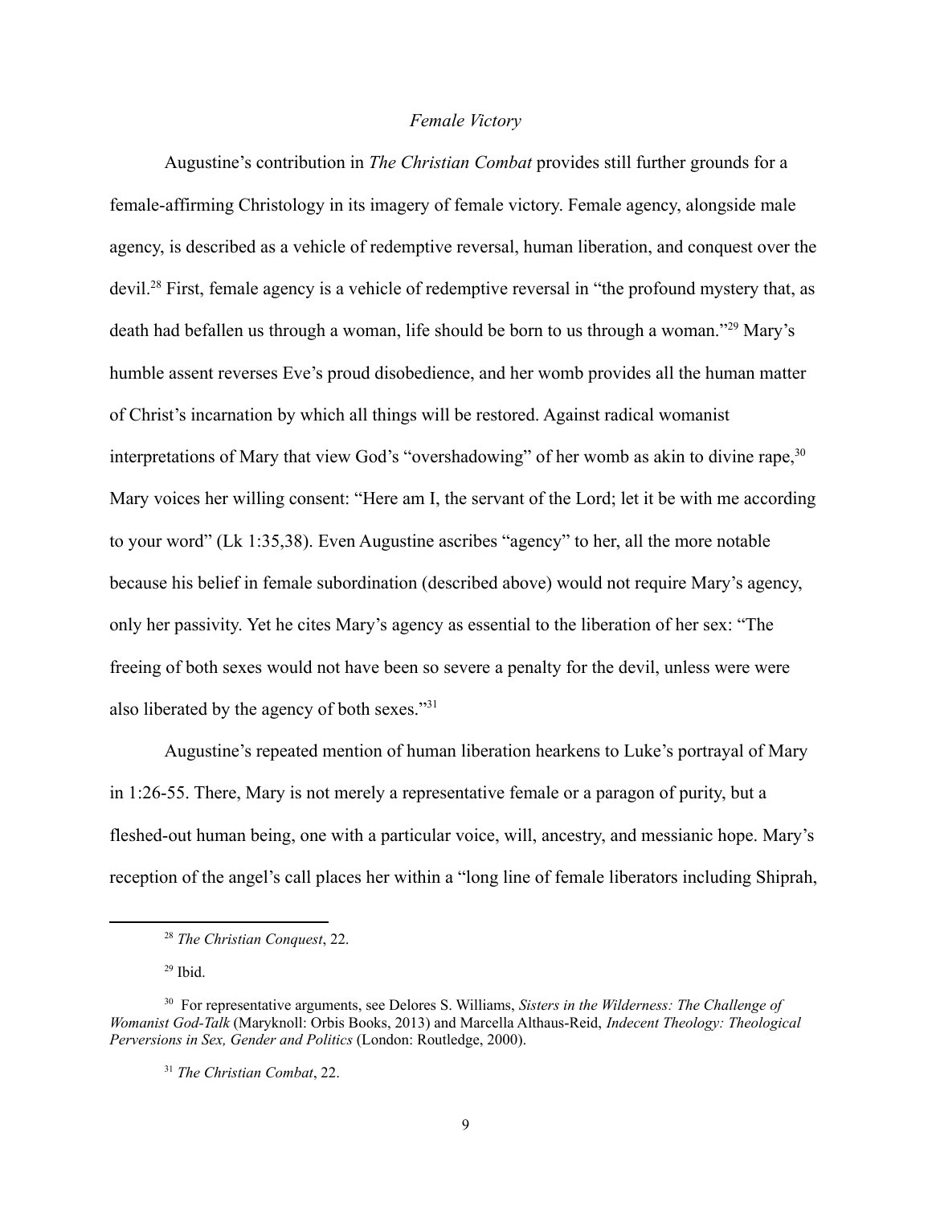*Female Victory*

Augustine's contribution in *The Christian Combat* provides still further grounds for a female-affirming Christology in its imagery of female victory. Female agency, alongside male agency, is described as a vehicle of redemptive reversal, human liberation, and conquest over the devil.[28] First, female agency is a vehicle of redemptive reversal in "the profound mystery that, as death had befallen us through a woman, life should be born to us through a woman."[29] Mary's humble assent reverses Eve's proud disobedience, and her womb provides all the human matter of Christ's incarnation by which all things will be restored. Against radical womanist interpretations of Mary that view God's "overshadowing" of her womb as akin to divine rape,[30] Mary voices her willing consent: "Here am I, the servant of the Lord; let it be with me according to your word" (Lk 1:35,38). Even Augustine ascribes "agency" to her, all the more notable because his belief in female subordination (described above) would not require Mary's agency, only her passivity. Yet he cites Mary's agency as essential to the liberation of her sex: "The freeing of both sexes would not have been so severe a penalty for the devil, unless were were also liberated by the agency of both sexes."[31]

Augustine's repeated mention of human liberation hearkens to Luke's portrayal of Mary in 1:26-55. There, Mary is not merely a representative female or a paragon of purity, but a fleshed-out human being, one with a particular voice, will, ancestry, and messianic hope. Mary's reception of the angel's call places her within a "long line of female liberators including Shiprah,

---

[28] *The Christian Conquest*, 22.

[29] Ibid.

[30] For representative arguments, see Delores S. Williams, *Sisters in the Wilderness: The Challenge of Womanist God-Talk* (Maryknoll: Orbis Books, 2013) and Marcella Althaus-Reid, *Indecent Theology: Theological Perversions in Sex, Gender and Politics* (London: Routledge, 2000).

[31] *The Christian Combat*, 22.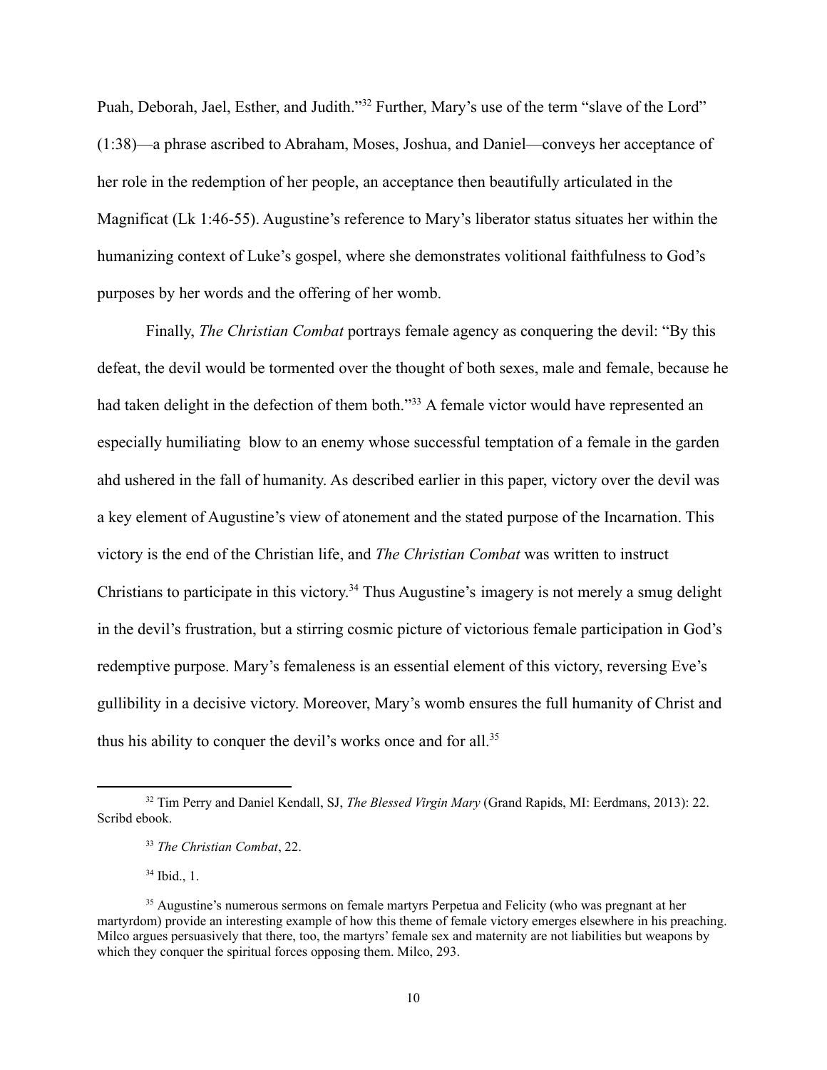Puah, Deborah, Jael, Esther, and Judith."[32] Further, Mary's use of the term "slave of the Lord" (1:38)—a phrase ascribed to Abraham, Moses, Joshua, and Daniel—conveys her acceptance of her role in the redemption of her people, an acceptance then beautifully articulated in the Magnificat (Lk 1:46-55). Augustine's reference to Mary's liberator status situates her within the humanizing context of Luke's gospel, where she demonstrates volitional faithfulness to God's purposes by her words and the offering of her womb.

Finally, *The Christian Combat* portrays female agency as conquering the devil: "By this defeat, the devil would be tormented over the thought of both sexes, male and female, because he had taken delight in the defection of them both."[33] A female victor would have represented an especially humiliating  blow to an enemy whose successful temptation of a female in the garden ahd ushered in the fall of humanity. As described earlier in this paper, victory over the devil was a key element of Augustine's view of atonement and the stated purpose of the Incarnation. This victory is the end of the Christian life, and *The Christian Combat* was written to instruct Christians to participate in this victory.[34] Thus Augustine's imagery is not merely a smug delight in the devil's frustration, but a stirring cosmic picture of victorious female participation in God's redemptive purpose. Mary's femaleness is an essential element of this victory, reversing Eve's gullibility in a decisive victory. Moreover, Mary's womb ensures the full humanity of Christ and thus his ability to conquer the devil's works once and for all.[35]

---

[32] Tim Perry and Daniel Kendall, SJ, *The Blessed Virgin Mary* (Grand Rapids, MI: Eerdmans, 2013): 22. Scribd ebook.

[33] *The Christian Combat*, 22.

[34] Ibid., 1.

[35] Augustine's numerous sermons on female martyrs Perpetua and Felicity (who was pregnant at her martyrdom) provide an interesting example of how this theme of female victory emerges elsewhere in his preaching. Milco argues persuasively that there, too, the martyrs' female sex and maternity are not liabilities but weapons by which they conquer the spiritual forces opposing them. Milco, 293.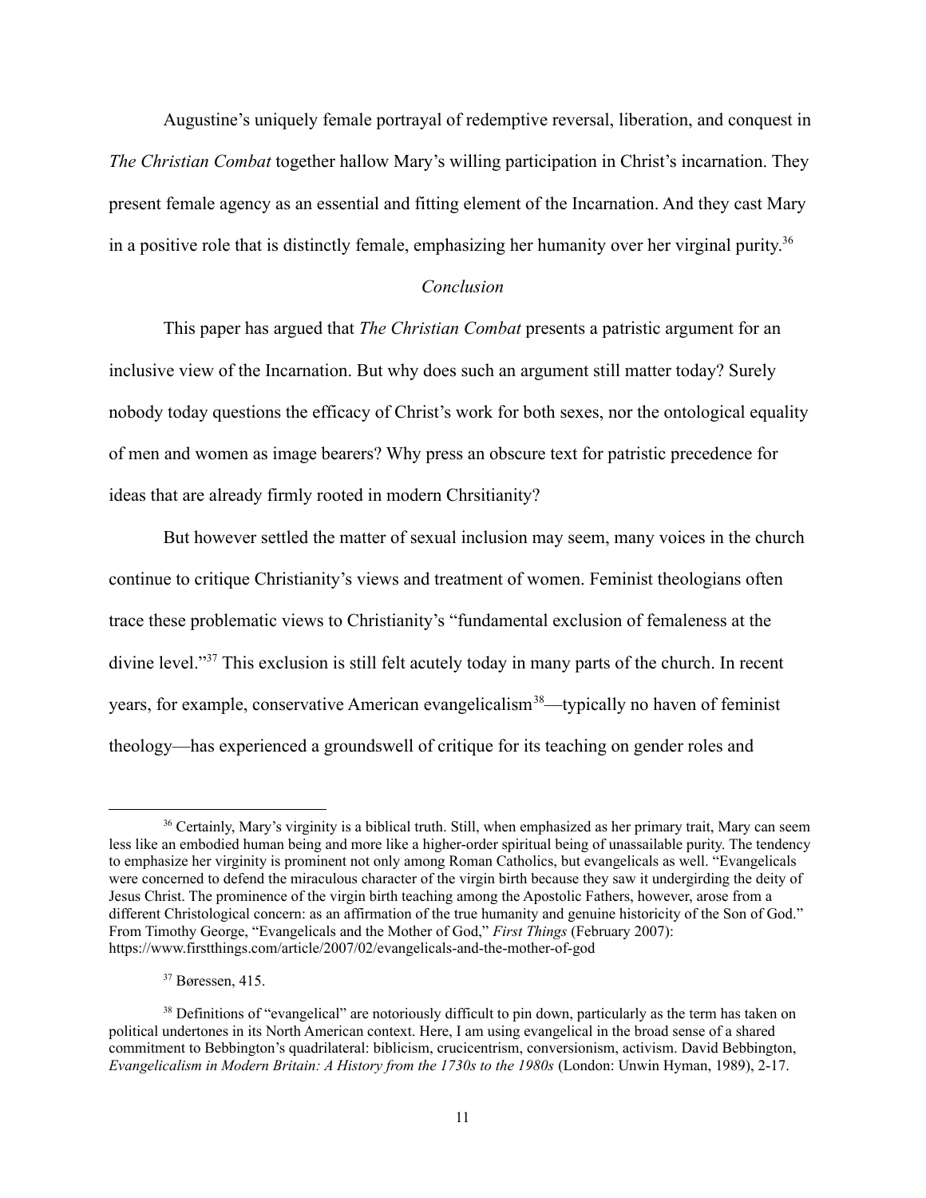Augustine's uniquely female portrayal of redemptive reversal, liberation, and conquest in *The Christian Combat* together hallow Mary's willing participation in Christ's incarnation. They present female agency as an essential and fitting element of the Incarnation. And they cast Mary in a positive role that is distinctly female, emphasizing her humanity over her virginal purity.[36]

## *Conclusion*

This paper has argued that *The Christian Combat* presents a patristic argument for an inclusive view of the Incarnation. But why does such an argument still matter today? Surely nobody today questions the efficacy of Christ's work for both sexes, nor the ontological equality of men and women as image bearers? Why press an obscure text for patristic precedence for ideas that are already firmly rooted in modern Chrsitianity?

But however settled the matter of sexual inclusion may seem, many voices in the church continue to critique Christianity's views and treatment of women. Feminist theologians often trace these problematic views to Christianity's "fundamental exclusion of femaleness at the divine level."[37] This exclusion is still felt acutely today in many parts of the church. In recent years, for example, conservative American evangelicalism[38]—typically no haven of feminist theology—has experienced a groundswell of critique for its teaching on gender roles and

---

[36] Certainly, Mary's virginity is a biblical truth. Still, when emphasized as her primary trait, Mary can seem less like an embodied human being and more like a higher-order spiritual being of unassailable purity. The tendency to emphasize her virginity is prominent not only among Roman Catholics, but evangelicals as well. "Evangelicals were concerned to defend the miraculous character of the virgin birth because they saw it undergirding the deity of Jesus Christ. The prominence of the virgin birth teaching among the Apostolic Fathers, however, arose from a different Christological concern: as an affirmation of the true humanity and genuine historicity of the Son of God." From Timothy George, "Evangelicals and the Mother of God," *First Things* (February 2007): https://www.firstthings.com/article/2007/02/evangelicals-and-the-mother-of-god

[37] Børessen, 415.

[38] Definitions of "evangelical" are notoriously difficult to pin down, particularly as the term has taken on political undertones in its North American context. Here, I am using evangelical in the broad sense of a shared commitment to Bebbington's quadrilateral: biblicism, crucicentrism, conversionism, activism. David Bebbington, *Evangelicalism in Modern Britain: A History from the 1730s to the 1980s* (London: Unwin Hyman, 1989), 2-17.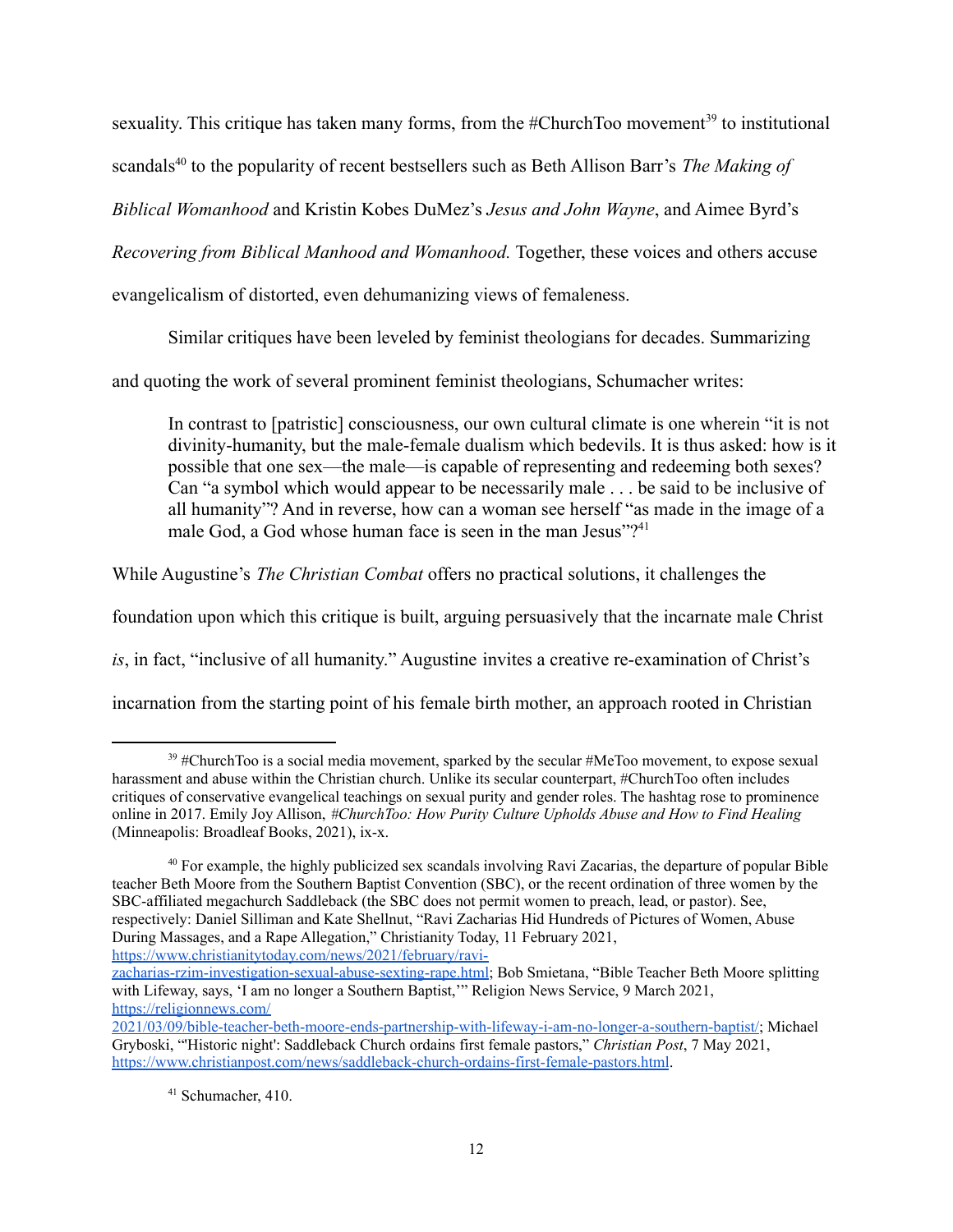sexuality. This critique has taken many forms, from the #ChurchToo movement[39] to institutional scandals[40] to the popularity of recent bestsellers such as Beth Allison Barr's *The Making of Biblical Womanhood* and Kristin Kobes DuMez's *Jesus and John Wayne*, and Aimee Byrd's *Recovering from Biblical Manhood and Womanhood.* Together, these voices and others accuse evangelicalism of distorted, even dehumanizing views of femaleness.

Similar critiques have been leveled by feminist theologians for decades. Summarizing and quoting the work of several prominent feminist theologians, Schumacher writes:

> In contrast to [patristic] consciousness, our own cultural climate is one wherein "it is not divinity-humanity, but the male-female dualism which bedevils. It is thus asked: how is it possible that one sex—the male—is capable of representing and redeeming both sexes? Can "a symbol which would appear to be necessarily male . . . be said to be inclusive of all humanity"? And in reverse, how can a woman see herself "as made in the image of a male God, a God whose human face is seen in the man Jesus"?[41]

While Augustine's *The Christian Combat* offers no practical solutions, it challenges the foundation upon which this critique is built, arguing persuasively that the incarnate male Christ *is*, in fact, "inclusive of all humanity." Augustine invites a creative re-examination of Christ's incarnation from the starting point of his female birth mother, an approach rooted in Christian

---

[39] #ChurchToo is a social media movement, sparked by the secular #MeToo movement, to expose sexual harassment and abuse within the Christian church. Unlike its secular counterpart, #ChurchToo often includes critiques of conservative evangelical teachings on sexual purity and gender roles. The hashtag rose to prominence online in 2017. Emily Joy Allison, *#ChurchToo: How Purity Culture Upholds Abuse and How to Find Healing* (Minneapolis: Broadleaf Books, 2021), ix-x.

[40] For example, the highly publicized sex scandals involving Ravi Zacarias, the departure of popular Bible teacher Beth Moore from the Southern Baptist Convention (SBC), or the recent ordination of three women by the SBC-affiliated megachurch Saddleback (the SBC does not permit women to preach, lead, or pastor). See, respectively: Daniel Silliman and Kate Shellnut, "Ravi Zacharias Hid Hundreds of Pictures of Women, Abuse During Massages, and a Rape Allegation," Christianity Today, 11 February 2021, https://www.christianitytoday.com/news/2021/february/ravi-zacharias-rzim-investigation-sexual-abuse-sexting-rape.html; Bob Smietana, "Bible Teacher Beth Moore splitting with Lifeway, says, 'I am no longer a Southern Baptist,'" Religion News Service, 9 March 2021, https://religionnews.com/2021/03/09/bible-teacher-beth-moore-ends-partnership-with-lifeway-i-am-no-longer-a-southern-baptist/; Michael Gryboski, "'Historic night': Saddleback Church ordains first female pastors," *Christian Post*, 7 May 2021, https://www.christianpost.com/news/saddleback-church-ordains-first-female-pastors.html.

[41] Schumacher, 410.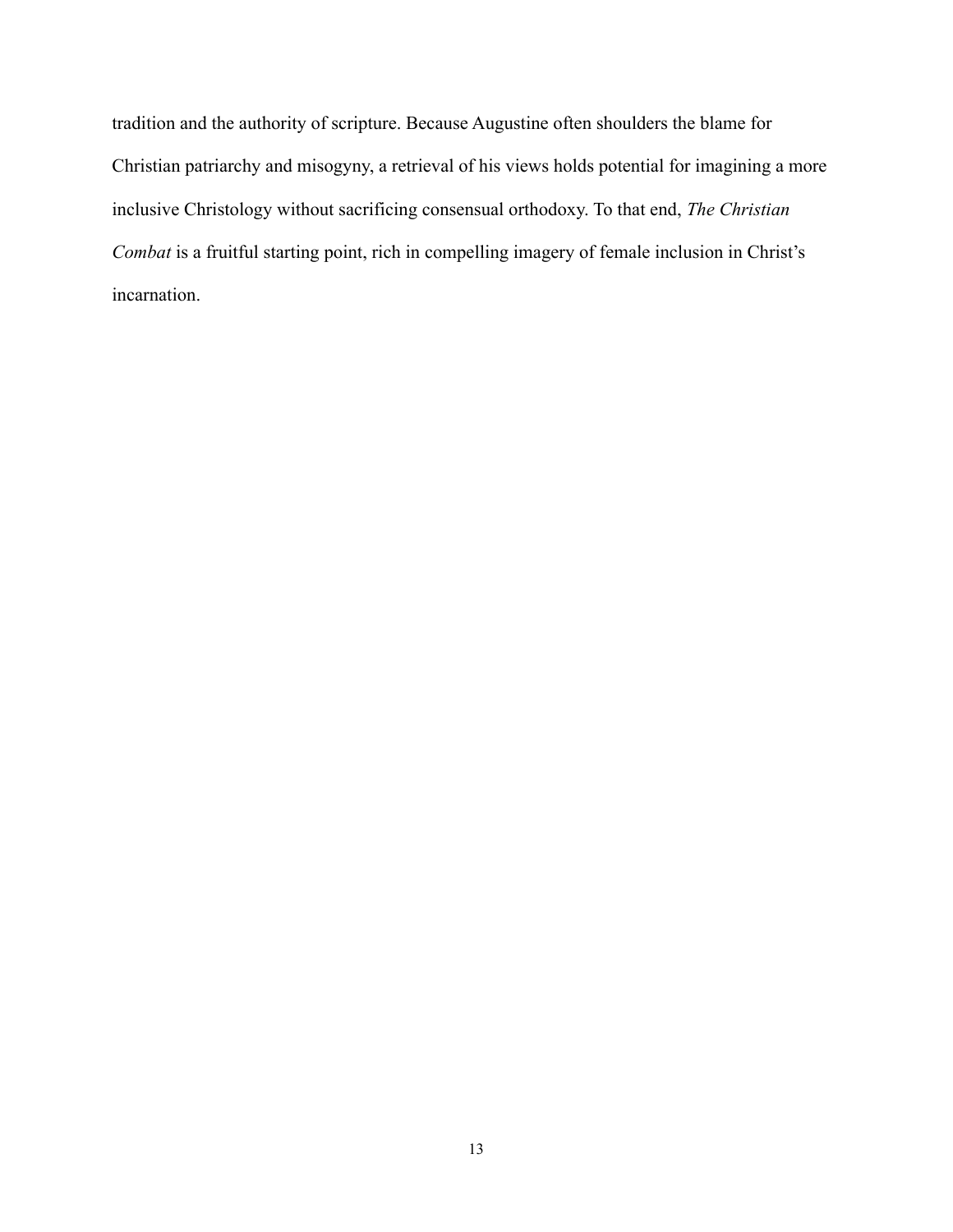tradition and the authority of scripture. Because Augustine often shoulders the blame for Christian patriarchy and misogyny, a retrieval of his views holds potential for imagining a more inclusive Christology without sacrificing consensual orthodoxy. To that end, *The Christian Combat* is a fruitful starting point, rich in compelling imagery of female inclusion in Christ's incarnation.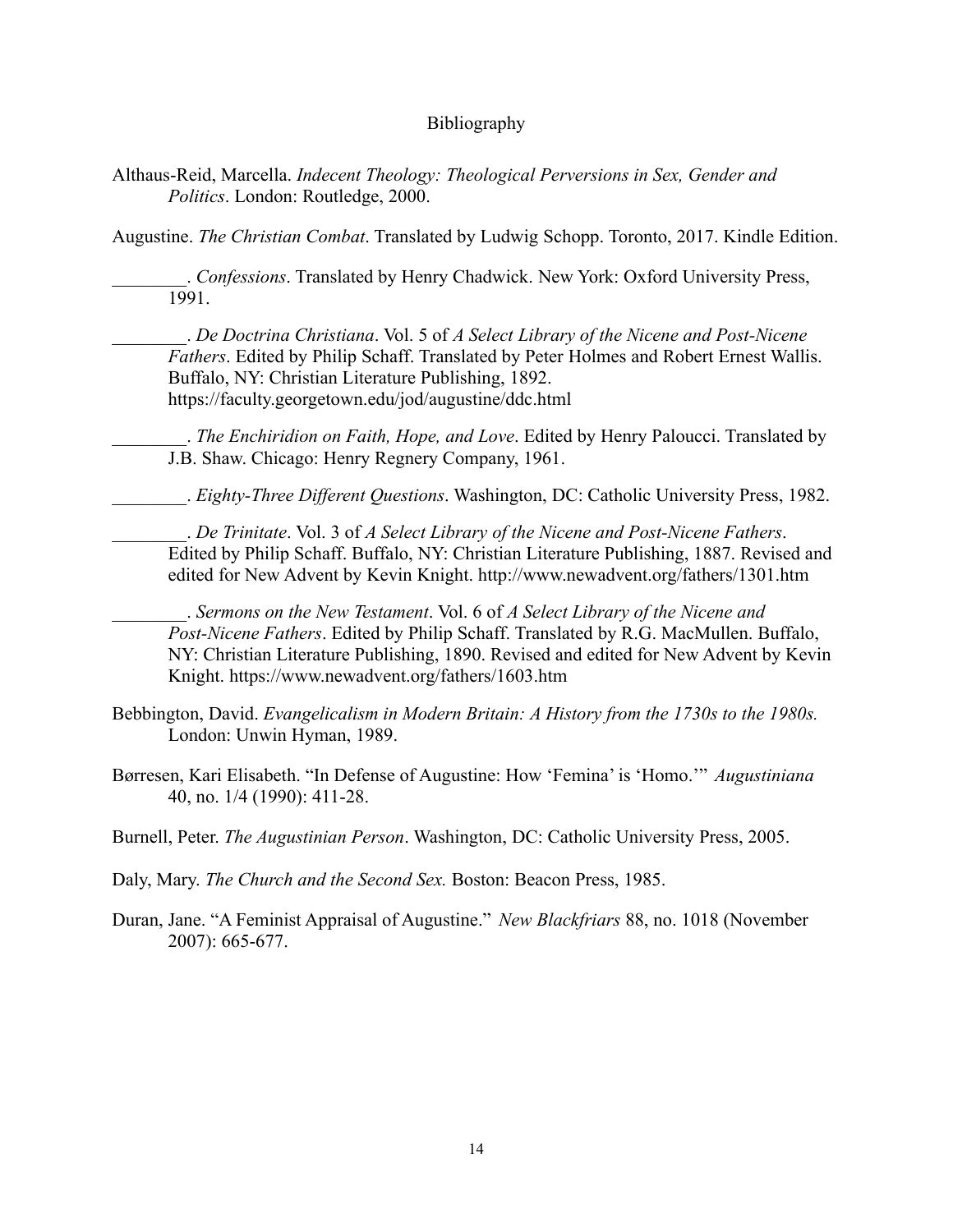# Bibliography

Althaus-Reid, Marcella. *Indecent Theology: Theological Perversions in Sex, Gender and Politics*. London: Routledge, 2000.

Augustine. *The Christian Combat*. Translated by Ludwig Schopp. Toronto, 2017. Kindle Edition.

________. *Confessions*. Translated by Henry Chadwick. New York: Oxford University Press, 1991.

________. *De Doctrina Christiana*. Vol. 5 of *A Select Library of the Nicene and Post-Nicene Fathers*. Edited by Philip Schaff. Translated by Peter Holmes and Robert Ernest Wallis. Buffalo, NY: Christian Literature Publishing, 1892. https://faculty.georgetown.edu/jod/augustine/ddc.html

________. *The Enchiridion on Faith, Hope, and Love*. Edited by Henry Paloucci. Translated by J.B. Shaw. Chicago: Henry Regnery Company, 1961.

________. *Eighty-Three Different Questions*. Washington, DC: Catholic University Press, 1982.

________. *De Trinitate*. Vol. 3 of *A Select Library of the Nicene and Post-Nicene Fathers*. Edited by Philip Schaff. Buffalo, NY: Christian Literature Publishing, 1887. Revised and edited for New Advent by Kevin Knight. http://www.newadvent.org/fathers/1301.htm

________. *Sermons on the New Testament*. Vol. 6 of *A Select Library of the Nicene and Post-Nicene Fathers*. Edited by Philip Schaff. Translated by R.G. MacMullen. Buffalo, NY: Christian Literature Publishing, 1890. Revised and edited for New Advent by Kevin Knight. https://www.newadvent.org/fathers/1603.htm

Bebbington, David. *Evangelicalism in Modern Britain: A History from the 1730s to the 1980s.* London: Unwin Hyman, 1989.

Børresen, Kari Elisabeth. "In Defense of Augustine: How 'Femina' is 'Homo.'" *Augustiniana* 40, no. 1/4 (1990): 411-28.

Burnell, Peter. *The Augustinian Person*. Washington, DC: Catholic University Press, 2005.

Daly, Mary. *The Church and the Second Sex.* Boston: Beacon Press, 1985.

Duran, Jane. "A Feminist Appraisal of Augustine." *New Blackfriars* 88, no. 1018 (November 2007): 665-677.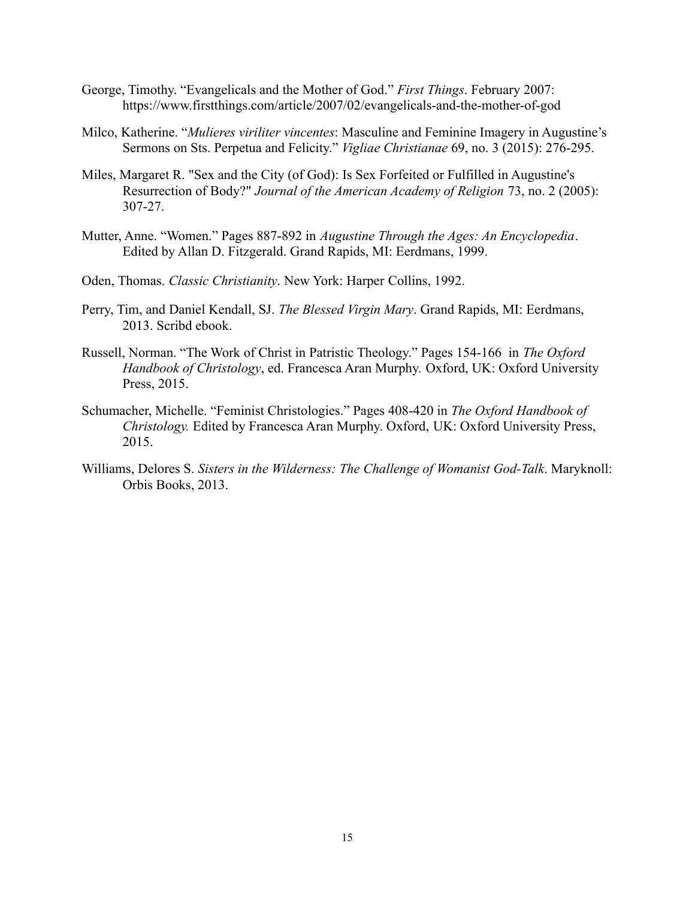George, Timothy. "Evangelicals and the Mother of God." *First Things*. February 2007: https://www.firstthings.com/article/2007/02/evangelicals-and-the-mother-of-god

Milco, Katherine. "*Mulieres viriliter vincentes*: Masculine and Feminine Imagery in Augustine's Sermons on Sts. Perpetua and Felicity." *Vigliae Christianae* 69, no. 3 (2015): 276-295.

Miles, Margaret R. "Sex and the City (of God): Is Sex Forfeited or Fulfilled in Augustine's Resurrection of Body?" *Journal of the American Academy of Religion* 73, no. 2 (2005): 307-27.

Mutter, Anne. "Women." Pages 887-892 in *Augustine Through the Ages: An Encyclopedia*. Edited by Allan D. Fitzgerald. Grand Rapids, MI: Eerdmans, 1999.

Oden, Thomas. *Classic Christianity*. New York: Harper Collins, 1992.

Perry, Tim, and Daniel Kendall, SJ. *The Blessed Virgin Mary*. Grand Rapids, MI: Eerdmans, 2013. Scribd ebook.

Russell, Norman. "The Work of Christ in Patristic Theology." Pages 154-166 in *The Oxford Handbook of Christology*, ed. Francesca Aran Murphy. Oxford, UK: Oxford University Press, 2015.

Schumacher, Michelle. "Feminist Christologies." Pages 408-420 in *The Oxford Handbook of Christology.* Edited by Francesca Aran Murphy. Oxford, UK: Oxford University Press, 2015.

Williams, Delores S. *Sisters in the Wilderness: The Challenge of Womanist God-Talk*. Maryknoll: Orbis Books, 2013.